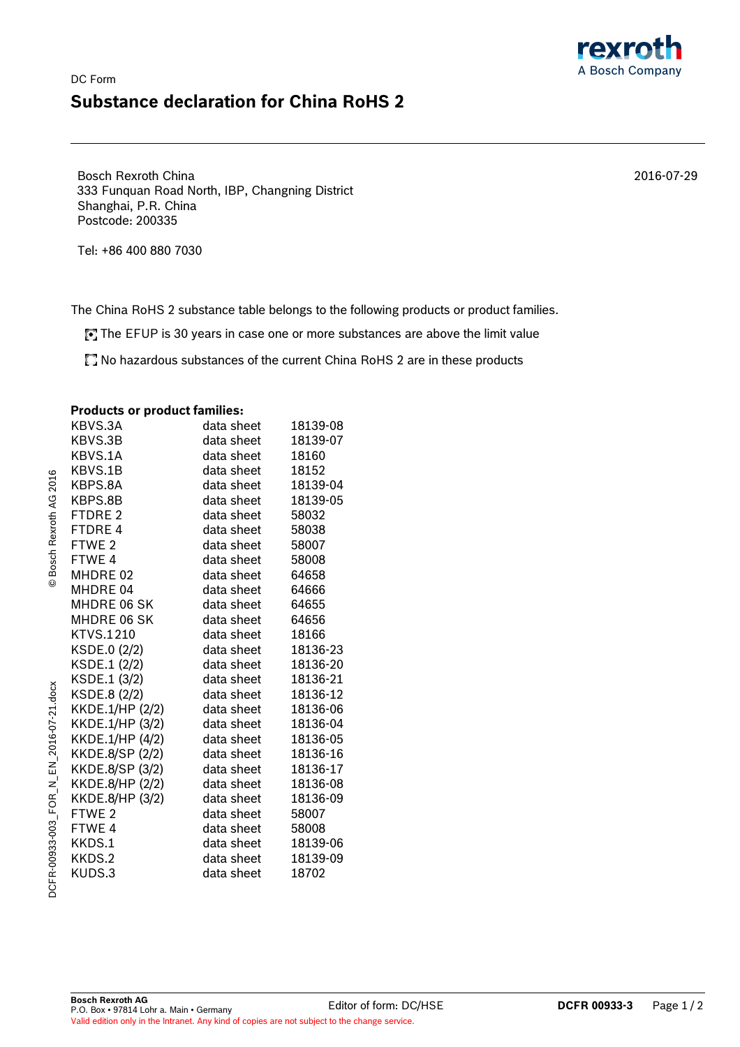DC Form

# Substance declaration for China RoHS 2

Bosch Rexroth China
333 Funquan Road North, IBP, Changning District
Shanghai, P.R. China
Postcode: 200335

2016-07-29

Tel: +86 400 880 7030

The China RoHS 2 substance table belongs to the following products or product families.

- [x] The EFUP is 30 years in case one or more substances are above the limit value
- [ ] No hazardous substances of the current China RoHS 2 are in these products

**Products or product families:**

| | | |
|---|---|---|
| KBVS.3A | data sheet | 18139-08 |
| KBVS.3B | data sheet | 18139-07 |
| KBVS.1A | data sheet | 18160 |
| KBVS.1B | data sheet | 18152 |
| KBPS.8A | data sheet | 18139-04 |
| KBPS.8B | data sheet | 18139-05 |
| FTDRE 2 | data sheet | 58032 |
| FTDRE 4 | data sheet | 58038 |
| FTWE 2 | data sheet | 58007 |
| FTWE 4 | data sheet | 58008 |
| MHDRE 02 | data sheet | 64658 |
| MHDRE 04 | data sheet | 64666 |
| MHDRE 06 SK | data sheet | 64655 |
| MHDRE 06 SK | data sheet | 64656 |
| KTVS.1210 | data sheet | 18166 |
| KSDE.0 (2/2) | data sheet | 18136-23 |
| KSDE.1 (2/2) | data sheet | 18136-20 |
| KSDE.1 (3/2) | data sheet | 18136-21 |
| KSDE.8 (2/2) | data sheet | 18136-12 |
| KKDE.1/HP (2/2) | data sheet | 18136-06 |
| KKDE.1/HP (3/2) | data sheet | 18136-04 |
| KKDE.1/HP (4/2) | data sheet | 18136-05 |
| KKDE.8/SP (2/2) | data sheet | 18136-16 |
| KKDE.8/SP (3/2) | data sheet | 18136-17 |
| KKDE.8/HP (2/2) | data sheet | 18136-08 |
| KKDE.8/HP (3/2) | data sheet | 18136-09 |
| FTWE 2 | data sheet | 58007 |
| FTWE 4 | data sheet | 58008 |
| KKDS.1 | data sheet | 18139-06 |
| KKDS.2 | data sheet | 18139-09 |
| KUDS.3 | data sheet | 18702 |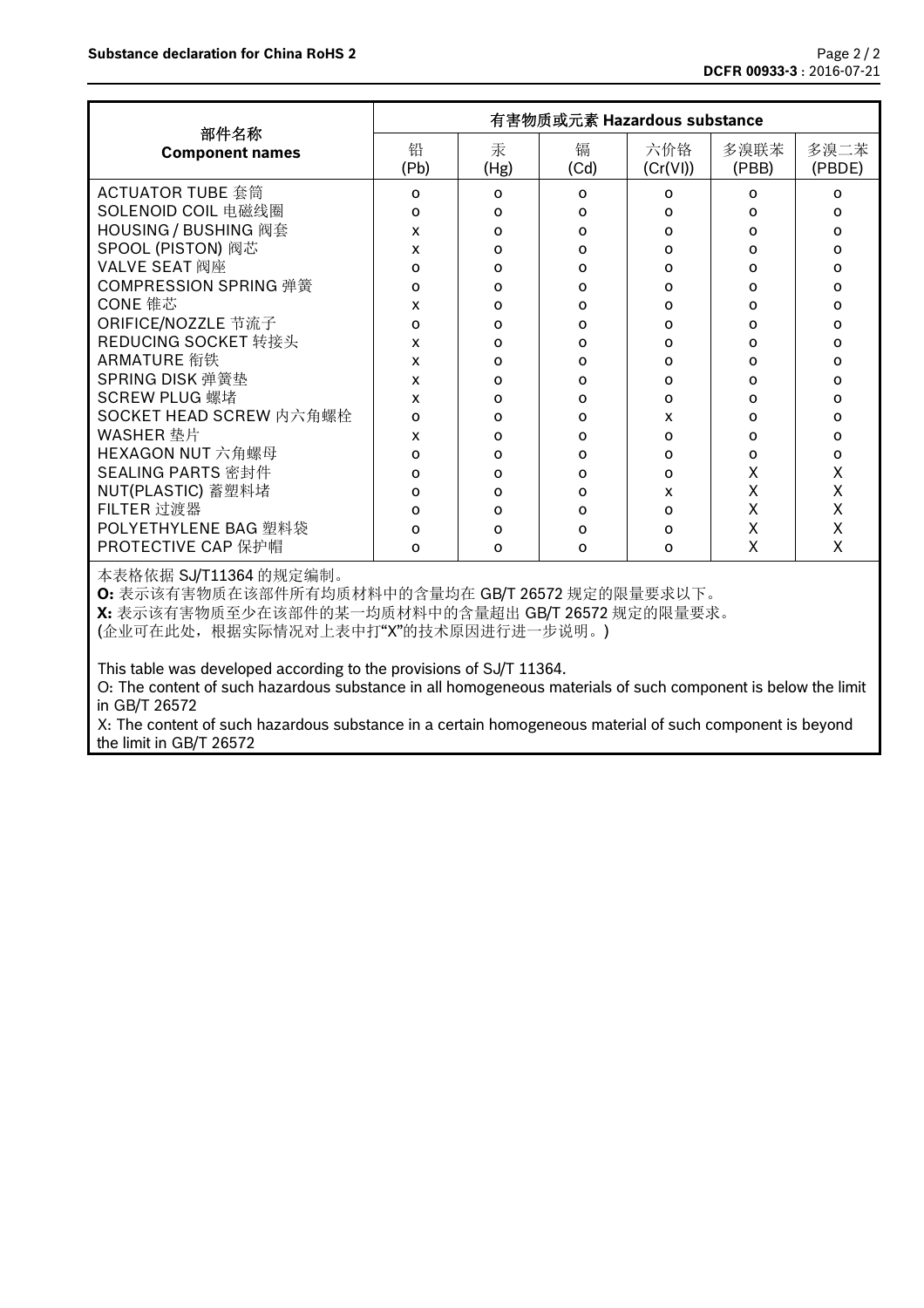| 部件名称 Component names | 有害物质或元素 Hazardous substance | | | | | |
|---|---|---|---|---|---|---|
| | 铅 (Pb) | 汞 (Hg) | 镉 (Cd) | 六价铬 (Cr(VI)) | 多溴联苯 (PBB) | 多溴二苯 (PBDE) |
| ACTUATOR TUBE 套筒 | o | o | o | o | o | o |
| SOLENOID COIL 电磁线圈 | o | o | o | o | o | o |
| HOUSING / BUSHING 阀套 | x | o | o | o | o | o |
| SPOOL (PISTON) 阀芯 | x | o | o | o | o | o |
| VALVE SEAT 阀座 | o | o | o | o | o | o |
| COMPRESSION SPRING 弹簧 | o | o | o | o | o | o |
| CONE 锥芯 | x | o | o | o | o | o |
| ORIFICE/NOZZLE 节流子 | o | o | o | o | o | o |
| REDUCING SOCKET 转接头 | x | o | o | o | o | o |
| ARMATURE 衔铁 | x | o | o | o | o | o |
| SPRING DISK 弹簧垫 | x | o | o | o | o | o |
| SCREW PLUG 螺堵 | x | o | o | o | o | o |
| SOCKET HEAD SCREW 内六角螺栓 | o | o | o | x | o | o |
| WASHER 垫片 | x | o | o | o | o | o |
| HEXAGON NUT 六角螺母 | o | o | o | o | o | o |
| SEALING PARTS 密封件 | o | o | o | o | X | X |
| NUT(PLASTIC) 蓄塑料堵 | o | o | o | x | X | X |
| FILTER 过渡器 | o | o | o | o | X | X |
| POLYETHYLENE BAG 塑料袋 | o | o | o | o | X | X |
| PROTECTIVE CAP 保护帽 | o | o | o | o | X | X |

本表格依据 SJ/T11364 的规定编制。

**O:** 表示该有害物质在该部件所有均质材料中的含量均在 GB/T 26572 规定的限量要求以下。

**X:** 表示该有害物质至少在该部件的某一均质材料中的含量超出 GB/T 26572 规定的限量要求。

(企业可在此处，根据实际情况对上表中打"X"的技术原因进行进一步说明。)

This table was developed according to the provisions of SJ/T 11364.

O: The content of such hazardous substance in all homogeneous materials of such component is below the limit in GB/T 26572

X: The content of such hazardous substance in a certain homogeneous material of such component is beyond the limit in GB/T 26572